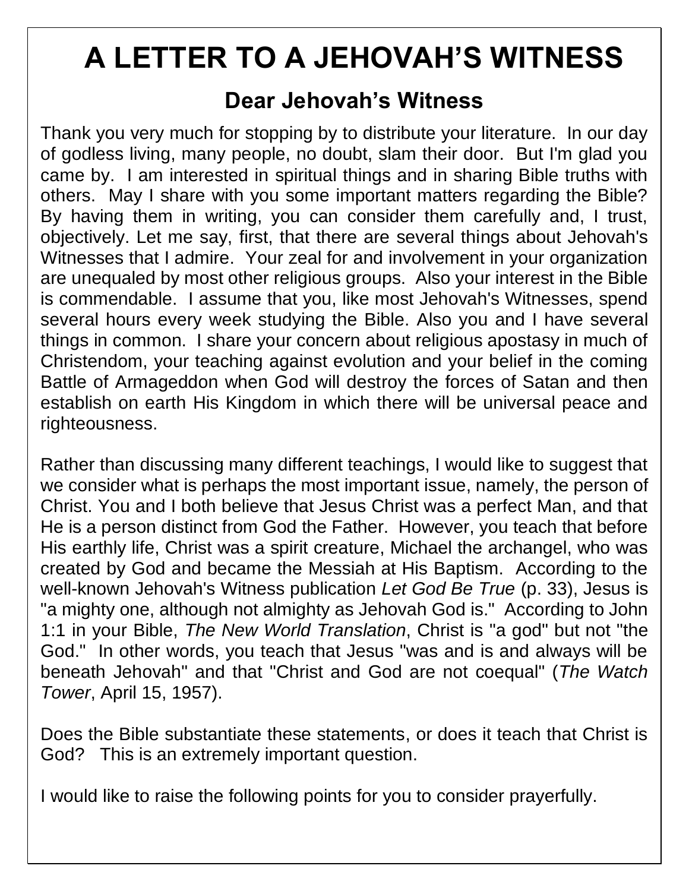# A LETTER TO A JEHOVAH'S WITNESS

## Dear Jehovah's Witness

Thank you very much for stopping by to distribute your literature. In our day of godless living, many people, no doubt, slam their door. But I'm glad you came by. I am interested in spiritual things and in sharing Bible truths with others. May I share with you some important matters regarding the Bible? By having them in writing, you can consider them carefully and, I trust, objectively. Let me say, first, that there are several things about Jehovah's Witnesses that I admire. Your zeal for and involvement in your organization are unequaled by most other religious groups. Also your interest in the Bible is commendable. I assume that you, like most Jehovah's Witnesses, spend several hours every week studying the Bible. Also you and I have several things in common. I share your concern about religious apostasy in much of Christendom, your teaching against evolution and your belief in the coming Battle of Armageddon when God will destroy the forces of Satan and then establish on earth His Kingdom in which there will be universal peace and righteousness.

Rather than discussing many different teachings, I would like to suggest that we consider what is perhaps the most important issue, namely, the person of Christ. You and I both believe that Jesus Christ was a perfect Man, and that He is a person distinct from God the Father. However, you teach that before His earthly life, Christ was a spirit creature, Michael the archangel, who was created by God and became the Messiah at His Baptism. According to the well-known Jehovah's Witness publication *Let God Be True* (p. 33), Jesus is "a mighty one, although not almighty as Jehovah God is." According to John 1:1 in your Bible, *The New World Translation*, Christ is "a god" but not "the God." In other words, you teach that Jesus "was and is and always will be beneath Jehovah" and that "Christ and God are not coequal" (*The Watch Tower*, April 15, 1957).

Does the Bible substantiate these statements, or does it teach that Christ is God? This is an extremely important question.

I would like to raise the following points for you to consider prayerfully.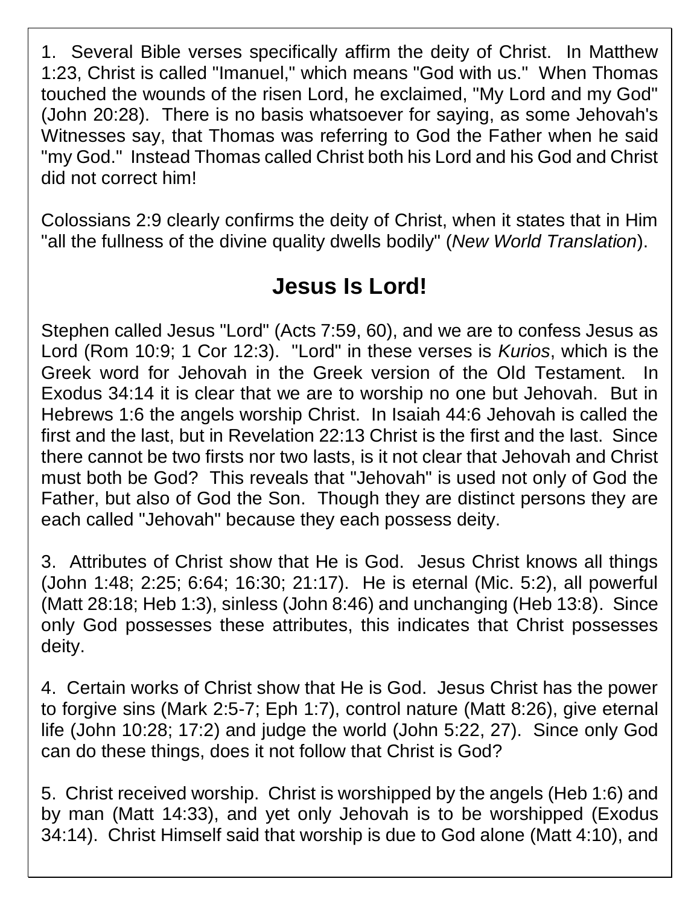1. Several Bible verses specifically affirm the deity of Christ. In Matthew 1:23, Christ is called "Imanuel," which means "God with us." When Thomas touched the wounds of the risen Lord, he exclaimed, "My Lord and my God" (John 20:28). There is no basis whatsoever for saying, as some Jehovah's Witnesses say, that Thomas was referring to God the Father when he said "my God." Instead Thomas called Christ both his Lord and his God and Christ did not correct him!

Colossians 2:9 clearly confirms the deity of Christ, when it states that in Him "all the fullness of the divine quality dwells bodily" (*New World Translation*).

## Jesus Is Lord!

Stephen called Jesus "Lord" (Acts 7:59, 60), and we are to confess Jesus as Lord (Rom 10:9; 1 Cor 12:3). "Lord" in these verses is *Kurios*, which is the Greek word for Jehovah in the Greek version of the Old Testament. In Exodus 34:14 it is clear that we are to worship no one but Jehovah. But in Hebrews 1:6 the angels worship Christ. In Isaiah 44:6 Jehovah is called the first and the last, but in Revelation 22:13 Christ is the first and the last. Since there cannot be two firsts nor two lasts, is it not clear that Jehovah and Christ must both be God? This reveals that "Jehovah" is used not only of God the Father, but also of God the Son. Though they are distinct persons they are each called "Jehovah" because they each possess deity.

3. Attributes of Christ show that He is God. Jesus Christ knows all things (John 1:48; 2:25; 6:64; 16:30; 21:17). He is eternal (Mic. 5:2), all powerful (Matt 28:18; Heb 1:3), sinless (John 8:46) and unchanging (Heb 13:8). Since only God possesses these attributes, this indicates that Christ possesses deity.

4. Certain works of Christ show that He is God. Jesus Christ has the power to forgive sins (Mark 2:5-7; Eph 1:7), control nature (Matt 8:26), give eternal life (John 10:28; 17:2) and judge the world (John 5:22, 27). Since only God can do these things, does it not follow that Christ is God?

5. Christ received worship. Christ is worshipped by the angels (Heb 1:6) and by man (Matt 14:33), and yet only Jehovah is to be worshipped (Exodus 34:14). Christ Himself said that worship is due to God alone (Matt 4:10), and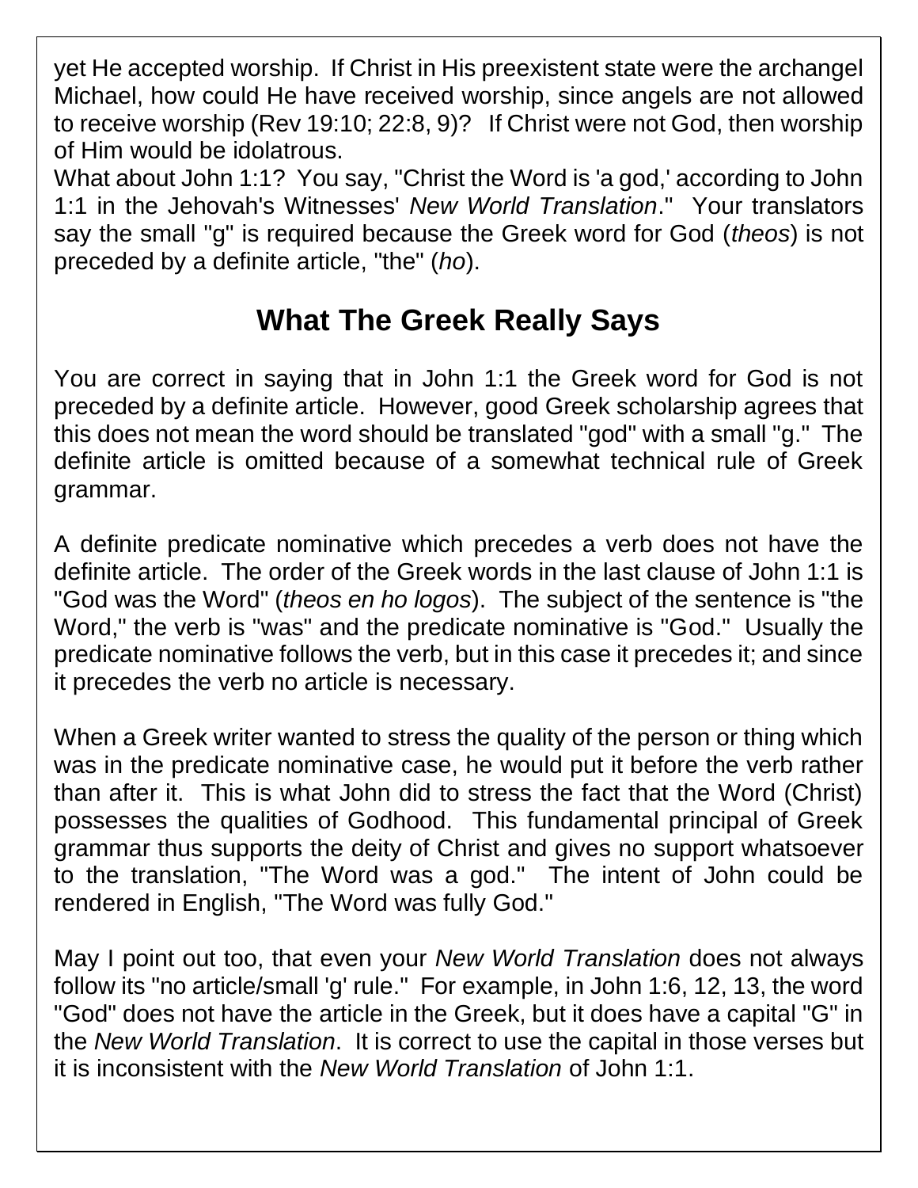yet He accepted worship. If Christ in His preexistent state were the archangel Michael, how could He have received worship, since angels are not allowed to receive worship (Rev 19:10; 22:8, 9)? If Christ were not God, then worship of Him would be idolatrous.

What about John 1:1? You say, "Christ the Word is 'a god,' according to John 1:1 in the Jehovah's Witnesses' *New World Translation*." Your translators say the small "g" is required because the Greek word for God (*theos*) is not preceded by a definite article, "the" (*ho*).

## What The Greek Really Says

You are correct in saying that in John 1:1 the Greek word for God is not preceded by a definite article. However, good Greek scholarship agrees that this does not mean the word should be translated "god" with a small "g." The definite article is omitted because of a somewhat technical rule of Greek grammar.

A definite predicate nominative which precedes a verb does not have the definite article. The order of the Greek words in the last clause of John 1:1 is "God was the Word" (*theos en ho logos*). The subject of the sentence is "the Word," the verb is "was" and the predicate nominative is "God." Usually the predicate nominative follows the verb, but in this case it precedes it; and since it precedes the verb no article is necessary.

When a Greek writer wanted to stress the quality of the person or thing which was in the predicate nominative case, he would put it before the verb rather than after it. This is what John did to stress the fact that the Word (Christ) possesses the qualities of Godhood. This fundamental principal of Greek grammar thus supports the deity of Christ and gives no support whatsoever to the translation, "The Word was a god." The intent of John could be rendered in English, "The Word was fully God."

May I point out too, that even your *New World Translation* does not always follow its "no article/small 'g' rule." For example, in John 1:6, 12, 13, the word "God" does not have the article in the Greek, but it does have a capital "G" in the *New World Translation*. It is correct to use the capital in those verses but it is inconsistent with the *New World Translation* of John 1:1.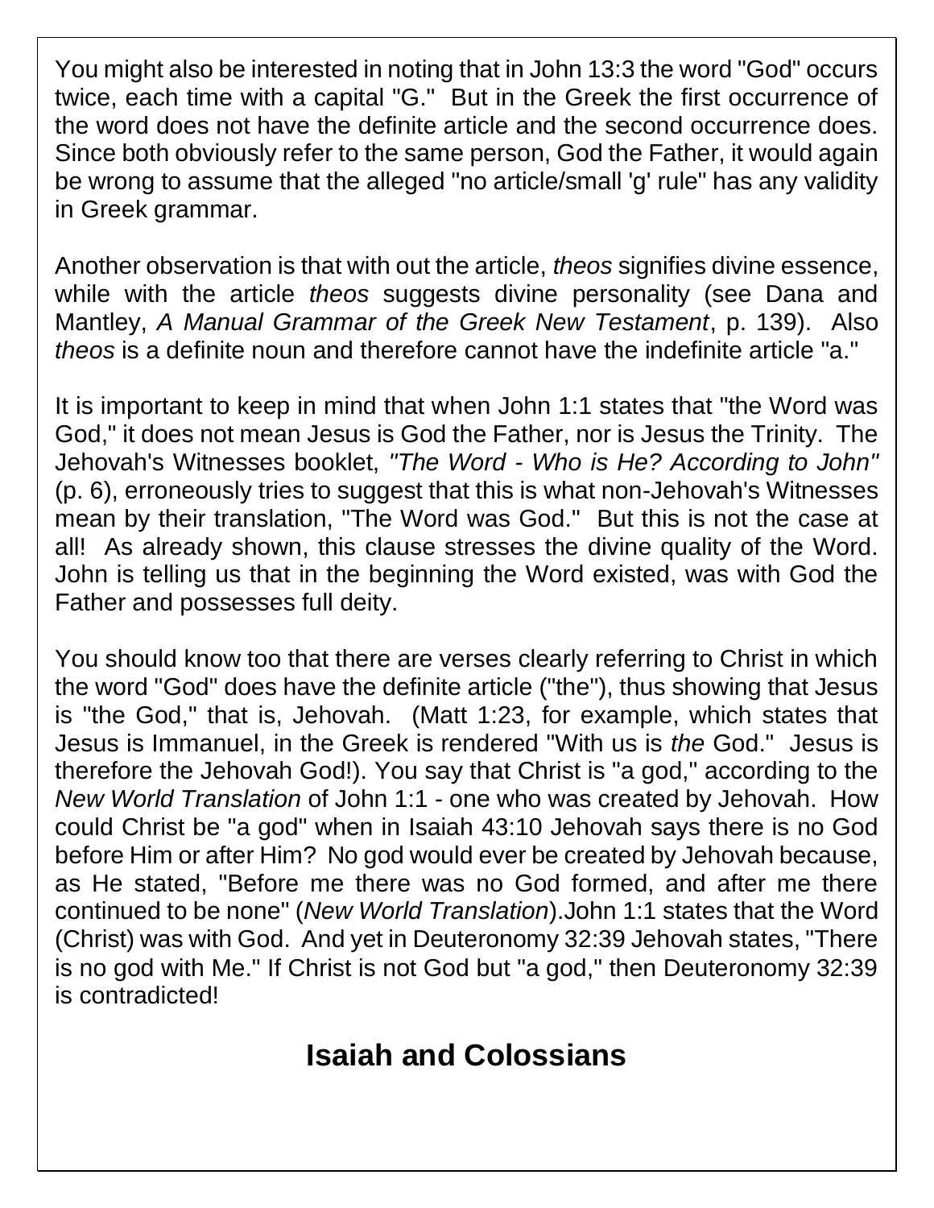You might also be interested in noting that in John 13:3 the word "God" occurs twice, each time with a capital "G." But in the Greek the first occurrence of the word does not have the definite article and the second occurrence does. Since both obviously refer to the same person, God the Father, it would again be wrong to assume that the alleged "no article/small 'g' rule" has any validity in Greek grammar.

Another observation is that with out the article, *theos* signifies divine essence, while with the article *theos* suggests divine personality (see Dana and Mantley, *A Manual Grammar of the Greek New Testament*, p. 139). Also *theos* is a definite noun and therefore cannot have the indefinite article "a."

It is important to keep in mind that when John 1:1 states that "the Word was God," it does not mean Jesus is God the Father, nor is Jesus the Trinity. The Jehovah's Witnesses booklet, *"The Word - Who is He? According to John"* (p. 6), erroneously tries to suggest that this is what non-Jehovah's Witnesses mean by their translation, "The Word was God." But this is not the case at all! As already shown, this clause stresses the divine quality of the Word. John is telling us that in the beginning the Word existed, was with God the Father and possesses full deity.

You should know too that there are verses clearly referring to Christ in which the word "God" does have the definite article ("the"), thus showing that Jesus is "the God," that is, Jehovah. (Matt 1:23, for example, which states that Jesus is Immanuel, in the Greek is rendered "With us is *the* God." Jesus is therefore the Jehovah God!). You say that Christ is "a god," according to the *New World Translation* of John 1:1 - one who was created by Jehovah. How could Christ be "a god" when in Isaiah 43:10 Jehovah says there is no God before Him or after Him? No god would ever be created by Jehovah because, as He stated, "Before me there was no God formed, and after me there continued to be none" (*New World Translation*).John 1:1 states that the Word (Christ) was with God. And yet in Deuteronomy 32:39 Jehovah states, "There is no god with Me." If Christ is not God but "a god," then Deuteronomy 32:39 is contradicted!

## Isaiah and Colossians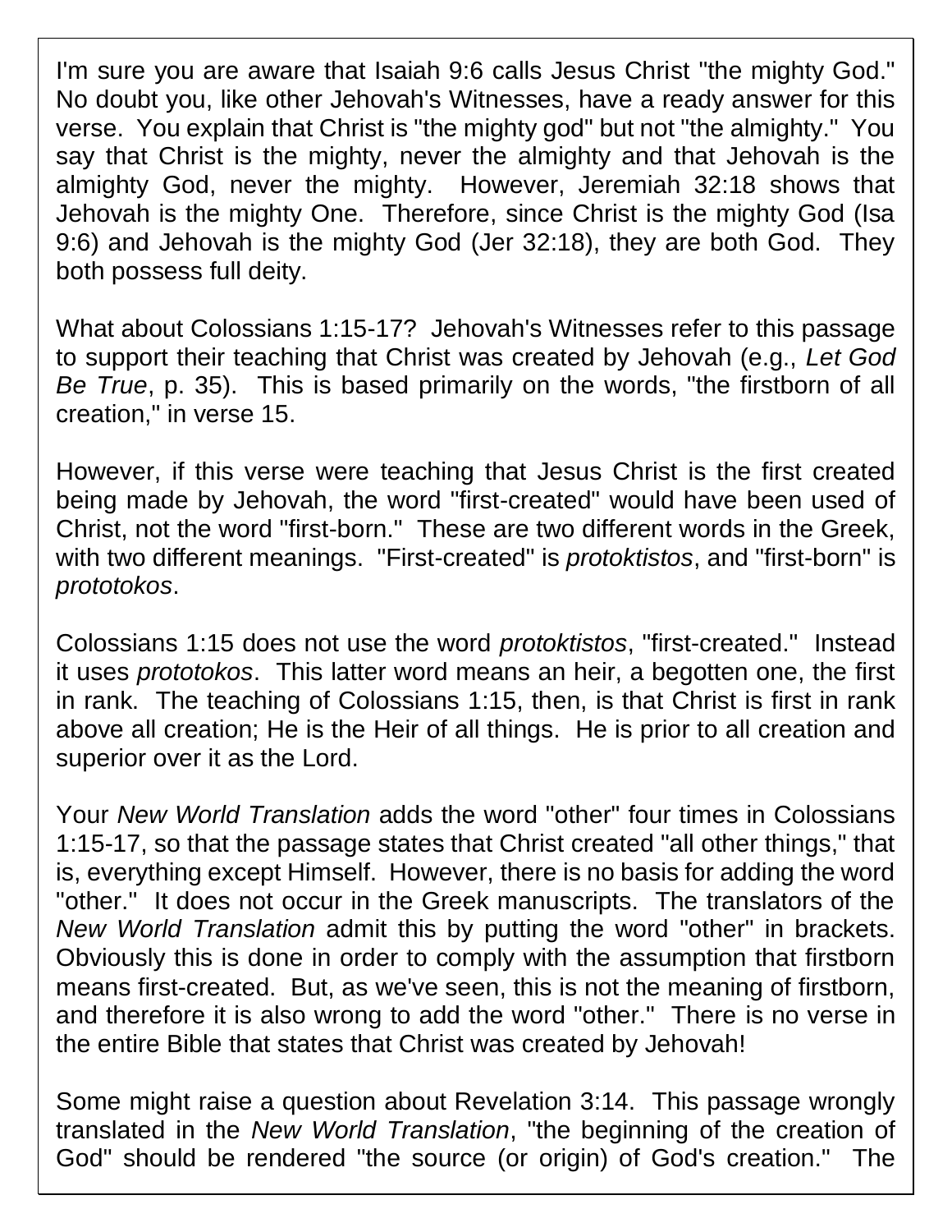I'm sure you are aware that Isaiah 9:6 calls Jesus Christ "the mighty God." No doubt you, like other Jehovah's Witnesses, have a ready answer for this verse. You explain that Christ is "the mighty god" but not "the almighty." You say that Christ is the mighty, never the almighty and that Jehovah is the almighty God, never the mighty. However, Jeremiah 32:18 shows that Jehovah is the mighty One. Therefore, since Christ is the mighty God (Isa 9:6) and Jehovah is the mighty God (Jer 32:18), they are both God. They both possess full deity.

What about Colossians 1:15-17? Jehovah's Witnesses refer to this passage to support their teaching that Christ was created by Jehovah (e.g., *Let God Be True*, p. 35). This is based primarily on the words, "the firstborn of all creation," in verse 15.

However, if this verse were teaching that Jesus Christ is the first created being made by Jehovah, the word "first-created" would have been used of Christ, not the word "first-born." These are two different words in the Greek, with two different meanings. "First-created" is *protoktistos*, and "first-born" is *prototokos*.

Colossians 1:15 does not use the word *protoktistos*, "first-created." Instead it uses *prototokos*. This latter word means an heir, a begotten one, the first in rank. The teaching of Colossians 1:15, then, is that Christ is first in rank above all creation; He is the Heir of all things. He is prior to all creation and superior over it as the Lord.

Your *New World Translation* adds the word "other" four times in Colossians 1:15-17, so that the passage states that Christ created "all other things," that is, everything except Himself. However, there is no basis for adding the word "other." It does not occur in the Greek manuscripts. The translators of the *New World Translation* admit this by putting the word "other" in brackets. Obviously this is done in order to comply with the assumption that firstborn means first-created. But, as we've seen, this is not the meaning of firstborn, and therefore it is also wrong to add the word "other." There is no verse in the entire Bible that states that Christ was created by Jehovah!

Some might raise a question about Revelation 3:14. This passage wrongly translated in the *New World Translation*, "the beginning of the creation of God" should be rendered "the source (or origin) of God's creation." The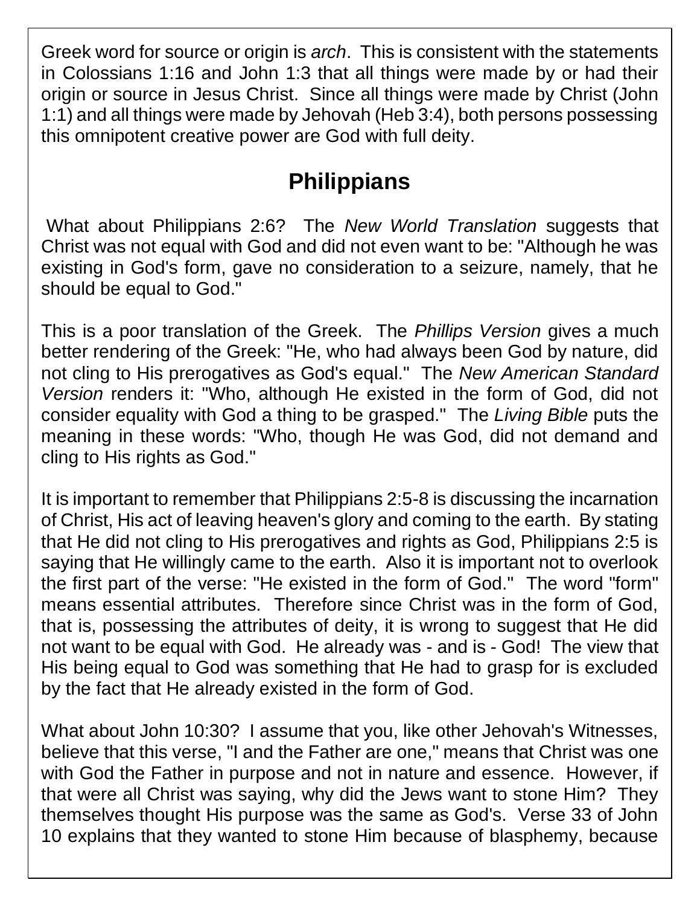Greek word for source or origin is *arch*. This is consistent with the statements in Colossians 1:16 and John 1:3 that all things were made by or had their origin or source in Jesus Christ. Since all things were made by Christ (John 1:1) and all things were made by Jehovah (Heb 3:4), both persons possessing this omnipotent creative power are God with full deity.

## Philippians

What about Philippians 2:6? The *New World Translation* suggests that Christ was not equal with God and did not even want to be: "Although he was existing in God's form, gave no consideration to a seizure, namely, that he should be equal to God."

This is a poor translation of the Greek. The *Phillips Version* gives a much better rendering of the Greek: "He, who had always been God by nature, did not cling to His prerogatives as God's equal." The *New American Standard Version* renders it: "Who, although He existed in the form of God, did not consider equality with God a thing to be grasped." The *Living Bible* puts the meaning in these words: "Who, though He was God, did not demand and cling to His rights as God."

It is important to remember that Philippians 2:5-8 is discussing the incarnation of Christ, His act of leaving heaven's glory and coming to the earth. By stating that He did not cling to His prerogatives and rights as God, Philippians 2:5 is saying that He willingly came to the earth. Also it is important not to overlook the first part of the verse: "He existed in the form of God." The word "form" means essential attributes. Therefore since Christ was in the form of God, that is, possessing the attributes of deity, it is wrong to suggest that He did not want to be equal with God. He already was - and is - God! The view that His being equal to God was something that He had to grasp for is excluded by the fact that He already existed in the form of God.

What about John 10:30? I assume that you, like other Jehovah's Witnesses, believe that this verse, "I and the Father are one," means that Christ was one with God the Father in purpose and not in nature and essence. However, if that were all Christ was saying, why did the Jews want to stone Him? They themselves thought His purpose was the same as God's. Verse 33 of John 10 explains that they wanted to stone Him because of blasphemy, because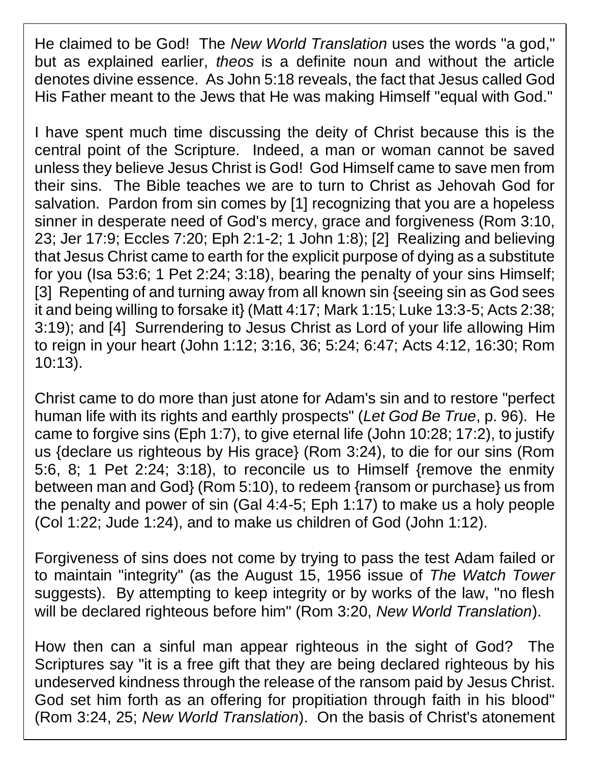He claimed to be God! The *New World Translation* uses the words "a god," but as explained earlier, *theos* is a definite noun and without the article denotes divine essence. As John 5:18 reveals, the fact that Jesus called God His Father meant to the Jews that He was making Himself "equal with God."

I have spent much time discussing the deity of Christ because this is the central point of the Scripture. Indeed, a man or woman cannot be saved unless they believe Jesus Christ is God! God Himself came to save men from their sins. The Bible teaches we are to turn to Christ as Jehovah God for salvation. Pardon from sin comes by [1] recognizing that you are a hopeless sinner in desperate need of God's mercy, grace and forgiveness (Rom 3:10, 23; Jer 17:9; Eccles 7:20; Eph 2:1-2; 1 John 1:8); [2] Realizing and believing that Jesus Christ came to earth for the explicit purpose of dying as a substitute for you (Isa 53:6; 1 Pet 2:24; 3:18), bearing the penalty of your sins Himself; [3] Repenting of and turning away from all known sin {seeing sin as God sees it and being willing to forsake it} (Matt 4:17; Mark 1:15; Luke 13:3-5; Acts 2:38; 3:19); and [4] Surrendering to Jesus Christ as Lord of your life allowing Him to reign in your heart (John 1:12; 3:16, 36; 5:24; 6:47; Acts 4:12, 16:30; Rom 10:13).

Christ came to do more than just atone for Adam's sin and to restore "perfect human life with its rights and earthly prospects" (*Let God Be True*, p. 96). He came to forgive sins (Eph 1:7), to give eternal life (John 10:28; 17:2), to justify us {declare us righteous by His grace} (Rom 3:24), to die for our sins (Rom 5:6, 8; 1 Pet 2:24; 3:18), to reconcile us to Himself {remove the enmity between man and God} (Rom 5:10), to redeem {ransom or purchase} us from the penalty and power of sin (Gal 4:4-5; Eph 1:17) to make us a holy people (Col 1:22; Jude 1:24), and to make us children of God (John 1:12).

Forgiveness of sins does not come by trying to pass the test Adam failed or to maintain "integrity" (as the August 15, 1956 issue of *The Watch Tower* suggests). By attempting to keep integrity or by works of the law, "no flesh will be declared righteous before him" (Rom 3:20, *New World Translation*).

How then can a sinful man appear righteous in the sight of God? The Scriptures say "it is a free gift that they are being declared righteous by his undeserved kindness through the release of the ransom paid by Jesus Christ. God set him forth as an offering for propitiation through faith in his blood" (Rom 3:24, 25; *New World Translation*). On the basis of Christ's atonement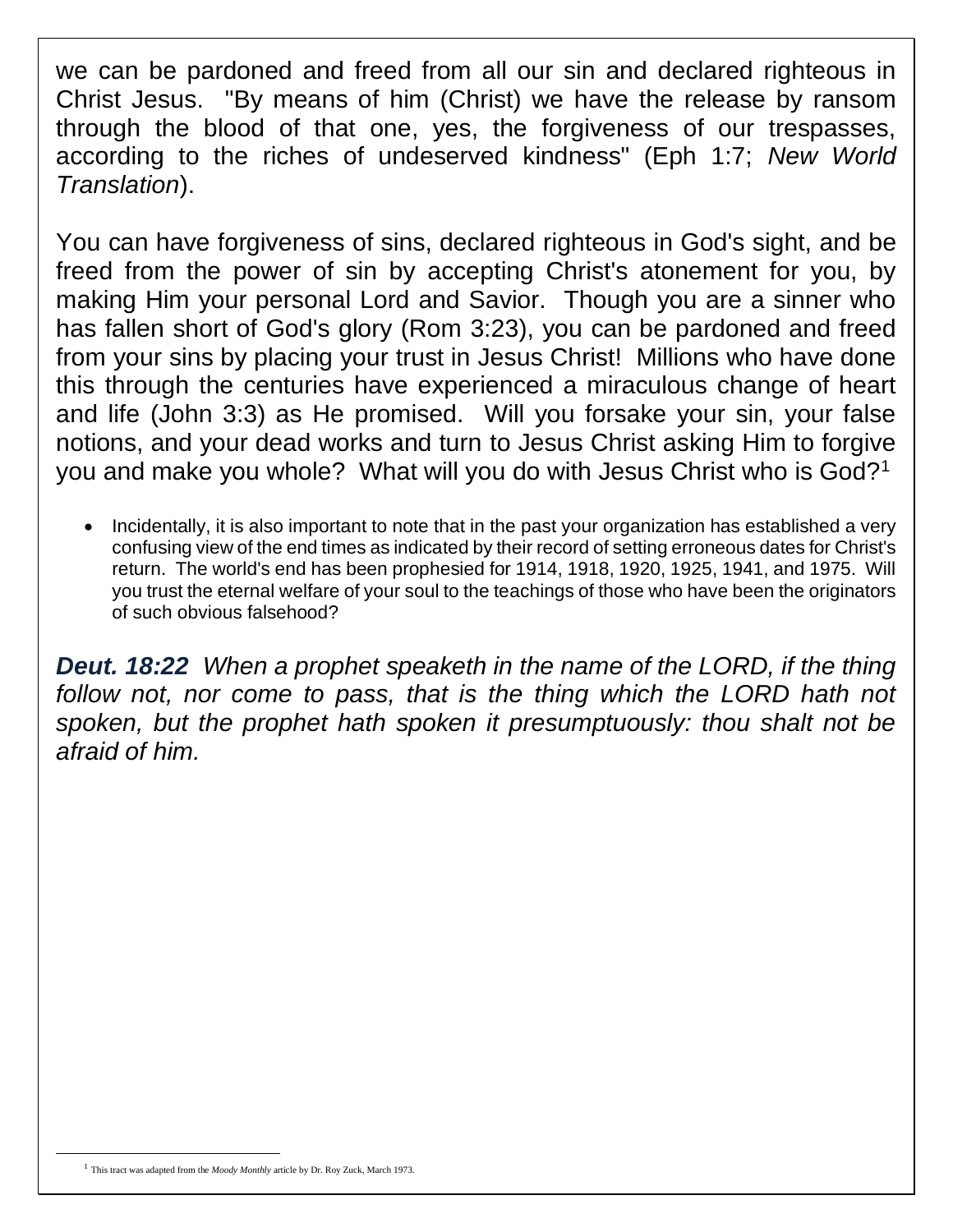we can be pardoned and freed from all our sin and declared righteous in Christ Jesus. "By means of him (Christ) we have the release by ransom through the blood of that one, yes, the forgiveness of our trespasses, according to the riches of undeserved kindness" (Eph 1:7; *New World Translation*).

You can have forgiveness of sins, declared righteous in God's sight, and be freed from the power of sin by accepting Christ's atonement for you, by making Him your personal Lord and Savior. Though you are a sinner who has fallen short of God's glory (Rom 3:23), you can be pardoned and freed from your sins by placing your trust in Jesus Christ! Millions who have done this through the centuries have experienced a miraculous change of heart and life (John 3:3) as He promised. Will you forsake your sin, your false notions, and your dead works and turn to Jesus Christ asking Him to forgive you and make you whole? What will you do with Jesus Christ who is God?[1]

- Incidentally, it is also important to note that in the past your organization has established a very confusing view of the end times as indicated by their record of setting erroneous dates for Christ's return. The world's end has been prophesied for 1914, 1918, 1920, 1925, 1941, and 1975. Will you trust the eternal welfare of your soul to the teachings of those who have been the originators of such obvious falsehood?

***Deut. 18:22*** *When a prophet speaketh in the name of the LORD, if the thing follow not, nor come to pass, that is the thing which the LORD hath not spoken, but the prophet hath spoken it presumptuously: thou shalt not be afraid of him.*

---

[1] This tract was adapted from the *Moody Monthly* article by Dr. Roy Zuck, March 1973.